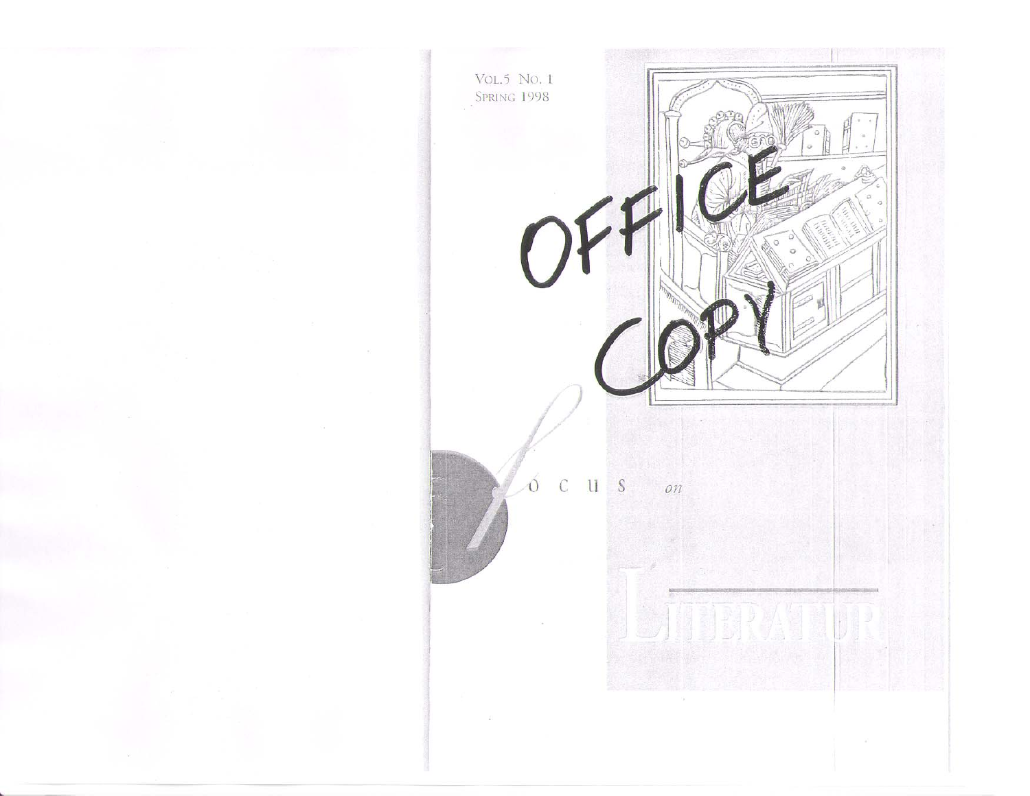VOL.5 NO. 1
SPRING 1998

OFFICE COPY

# *f*ocus *on* LITERATURE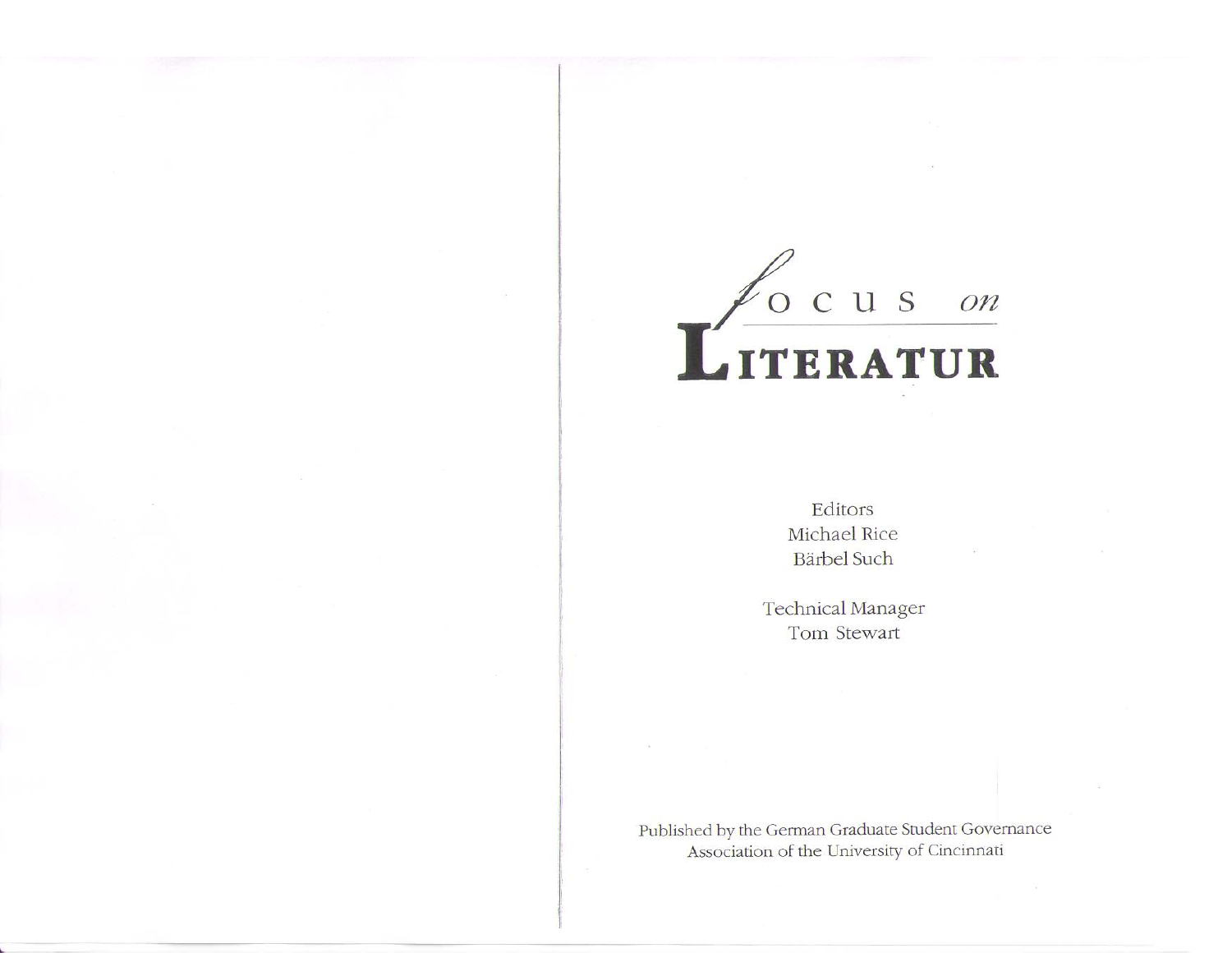# *focus on* LITERATUR

Editors
Michael Rice
Bärbel Such

Technical Manager
Tom Stewart

Published by the German Graduate Student Governance Association of the University of Cincinnati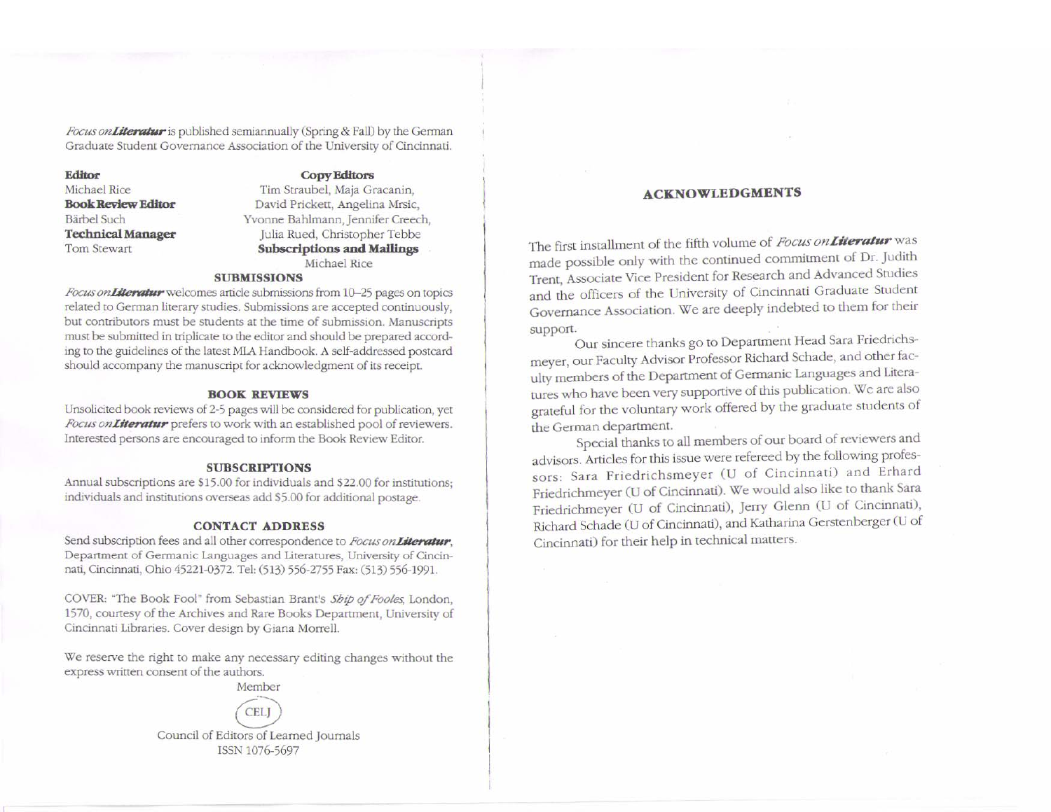*Focus on **Literatur*** is published semiannually (Spring & Fall) by the German Graduate Student Governance Association of the University of Cincinnati.

**Editor**
Michael Rice
**Book Review Editor**
Bärbel Such
**Technical Manager**
Tom Stewart

**Copy Editors**
Tim Straubel, Maja Gracanin, David Prickett, Angelina Mrsic, Yvonne Bahlmann, Jennifer Creech, Julia Rued, Christopher Tebbe
**Subscriptions and Mailings**
Michael Rice

### SUBMISSIONS

*Focus on **Literatur*** welcomes article submissions from 10–25 pages on topics related to German literary studies. Submissions are accepted continuously, but contributors must be students at the time of submission. Manuscripts must be submitted in triplicate to the editor and should be prepared according to the guidelines of the latest MLA Handbook. A self-addressed postcard should accompany the manuscript for acknowledgment of its receipt.

### BOOK REVIEWS

Unsolicited book reviews of 2-5 pages will be considered for publication, yet *Focus on **Literatur*** prefers to work with an established pool of reviewers. Interested persons are encouraged to inform the Book Review Editor.

### SUBSCRIPTIONS

Annual subscriptions are $15.00 for individuals and $22.00 for institutions; individuals and institutions overseas add $5.00 for additional postage.

### CONTACT ADDRESS

Send subscription fees and all other correspondence to *Focus on **Literatur***, Department of Germanic Languages and Literatures, University of Cincinnati, Cincinnati, Ohio 45221-0372. Tel: (513) 556-2755 Fax: (513) 556-1991.

COVER: "The Book Fool" from Sebastian Brant's *Ship of Fooles*, London, 1570, courtesy of the Archives and Rare Books Department, University of Cincinnati Libraries. Cover design by Giana Morrell.

We reserve the right to make any necessary editing changes without the express written consent of the authors.

Member
CELJ
Council of Editors of Learned Journals
ISSN 1076-5697

## ACKNOWLEDGMENTS

The first installment of the fifth volume of *Focus on **Literatur*** was made possible only with the continued commitment of Dr. Judith Trent, Associate Vice President for Research and Advanced Studies and the officers of the University of Cincinnati Graduate Student Governance Association. We are deeply indebted to them for their support.

Our sincere thanks go to Department Head Sara Friedrichsmeyer, our Faculty Advisor Professor Richard Schade, and other faculty members of the Department of Germanic Languages and Literatures who have been very supportive of this publication. We are also grateful for the voluntary work offered by the graduate students of the German department.

Special thanks to all members of our board of reviewers and advisors. Articles for this issue were refereed by the following professors: Sara Friedrichsmeyer (U of Cincinnati) and Erhard Friedrichmeyer (U of Cincinnati). We would also like to thank Sara Friedrichmeyer (U of Cincinnati), Jerry Glenn (U of Cincinnati), Richard Schade (U of Cincinnati), and Katharina Gerstenberger (U of Cincinnati) for their help in technical matters.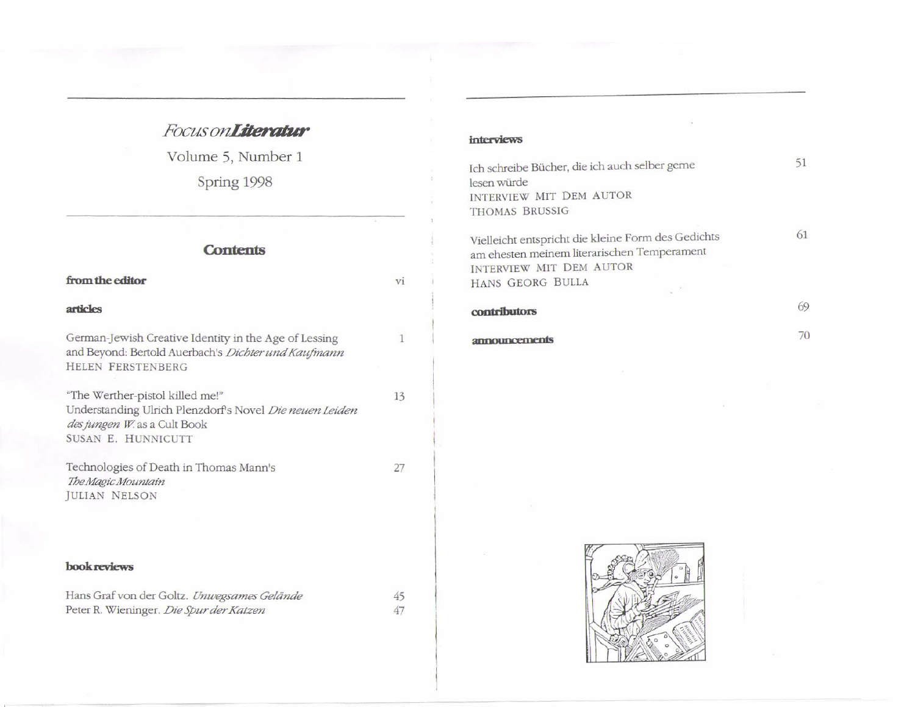*Focus on* ***Literatur***

Volume 5, Number 1

Spring 1998

## Contents

**from the editor** vi

**articles**

German-Jewish Creative Identity in the Age of Lessing and Beyond: Bertold Auerbach's *Dichter und Kaufmann* 1
HELEN FERSTENBERG

"The Werther-pistol killed me!"
Understanding Ulrich Plenzdorf's Novel *Die neuen Leiden des jungen W.* as a Cult Book 13
SUSAN E. HUNNICUTT

Technologies of Death in Thomas Mann's *The Magic Mountain* 27
JULIAN NELSON

**book reviews**

Hans Graf von der Goltz. *Unwegsames Gelände* 45
Peter R. Wieninger. *Die Spur der Katzen* 47

**interviews**

Ich schreibe Bücher, die ich auch selber gerne lesen würde 51
INTERVIEW MIT DEM AUTOR
THOMAS BRUSSIG

Vielleicht entspricht die kleine Form des Gedichts am ehesten meinem literarischen Temperament 61
INTERVIEW MIT DEM AUTOR
HANS GEORG BULLA

**contributors** 69

**announcements** 70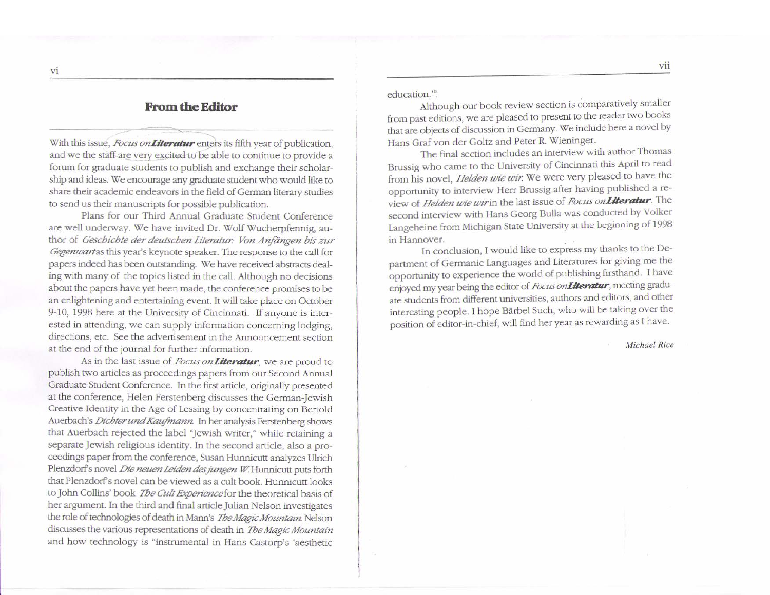## From the Editor

With this issue, *Focus on* ***Literatur*** enters its fifth year of publication, and we the staff are very excited to be able to continue to provide a forum for graduate students to publish and exchange their scholarship and ideas. We encourage any graduate student who would like to share their academic endeavors in the field of German literary studies to send us their manuscripts for possible publication.

Plans for our Third Annual Graduate Student Conference are well underway. We have invited Dr. Wolf Wucherpfennig, author of *Geschichte der deutschen Literatur: Von Anfängen bis zur Gegenwart* as this year's keynote speaker. The response to the call for papers indeed has been outstanding. We have received abstracts dealing with many of the topics listed in the call. Although no decisions about the papers have yet been made, the conference promises to be an enlightening and entertaining event. It will take place on October 9-10, 1998 here at the University of Cincinnati. If anyone is interested in attending, we can supply information concerning lodging, directions, etc. See the advertisement in the Announcement section at the end of the journal for further information.

As in the last issue of *Focus on* ***Literatur***, we are proud to publish two articles as proceedings papers from our Second Annual Graduate Student Conference. In the first article, originally presented at the conference, Helen Ferstenberg discusses the German-Jewish Creative Identity in the Age of Lessing by concentrating on Bertold Auerbach's *Dichter und Kaufmann*. In her analysis Ferstenberg shows that Auerbach rejected the label "Jewish writer," while retaining a separate Jewish religious identity. In the second article, also a proceedings paper from the conference, Susan Hunnicutt analyzes Ulrich Plenzdorf's novel *Die neuen Leiden des jungen W.* Hunnicutt puts forth that Plenzdorf's novel can be viewed as a cult book. Hunnicutt looks to John Collins' book *The Cult Experience* for the theoretical basis of her argument. In the third and final article Julian Nelson investigates the role of technologies of death in Mann's *The Magic Mountain*. Nelson discusses the various representations of death in *The Magic Mountain* and how technology is "instrumental in Hans Castorp's 'aesthetic education.'"

Although our book review section is comparatively smaller from past editions, we are pleased to present to the reader two books that are objects of discussion in Germany. We include here a novel by Hans Graf von der Goltz and Peter R. Wieninger.

The final section includes an interview with author Thomas Brussig who came to the University of Cincinnati this April to read from his novel, *Helden wie wir.* We were very pleased to have the opportunity to interview Herr Brussig after having published a review of *Helden wie wir* in the last issue of *Focus on* ***Literatur***. The second interview with Hans Georg Bulla was conducted by Volker Langeheine from Michigan State University at the beginning of 1998 in Hannover.

In conclusion, I would like to express my thanks to the Department of Germanic Languages and Literatures for giving me the opportunity to experience the world of publishing firsthand. I have enjoyed my year being the editor of *Focus on* ***Literatur***, meeting graduate students from different universities, authors and editors, and other interesting people. I hope Bärbel Such, who will be taking over the position of editor-in-chief, will find her year as rewarding as I have.

*Michael Rice*